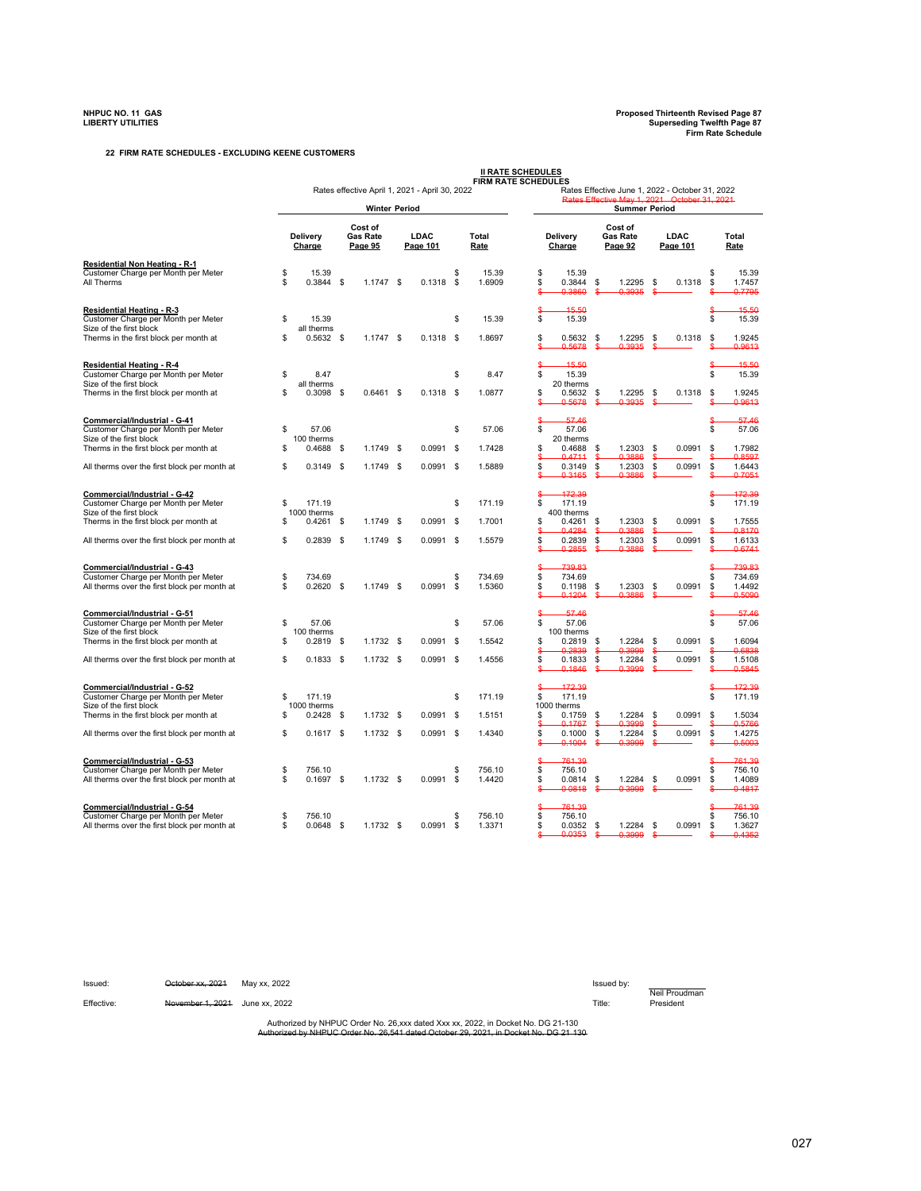**NHPUC NO. 11 GAS**
**LIBERTY UTILITIES**

**Proposed Thirteenth Revised Page 87**
**Superseding Twelfth Page 87**
**Firm Rate Schedule**

**22 FIRM RATE SCHEDULES - EXCLUDING KEENE CUSTOMERS**

**II RATE SCHEDULES**
**FIRM RATE SCHEDULES**

| | Rates effective April 1, 2021 - April 30, 2022 | | | | Rates Effective June 1, 2022 - October 31, 2022 ~~Rates Effective May 1, 2021 - October 31, 2021~~ | | | |
|---|---|---|---|---|---|---|---|---|
| | **Winter Period** | | | | **Summer Period** | | | |
| | Delivery Charge | Cost of Gas Rate Page 95 | LDAC Page 101 | Total Rate | Delivery Charge | Cost of Gas Rate Page 92 | LDAC Page 101 | Total Rate |
| **Residential Non Heating - R-1** | | | | | | | | |
| Customer Charge per Month per Meter | $ 15.39 | | | $ 15.39 | $ 15.39 | | | $ 15.39 |
| All Therms | $ 0.3844 | $ 1.1747 | $ 0.1318 | $ 1.6909 | $ 0.3844 ~~$ 0.3860~~ | $ 1.2295 ~~$ 0.3935~~ | $ 0.1318 ~~$~~ | $ 1.7457 ~~$ 0.7795~~ |
| **Residential Heating - R-3** | | | | | | | | |
| Customer Charge per Month per Meter | $ 15.39 | | | $ 15.39 | ~~$ 15.50~~ $ 15.39 | | | ~~$ 15.50~~ $ 15.39 |
| Size of the first block | all therms | | | | | | | |
| Therms in the first block per month at | $ 0.5632 | $ 1.1747 | $ 0.1318 | $ 1.8697 | $ 0.5632 ~~$ 0.5678~~ | $ 1.2295 ~~$ 0.3935~~ | $ 0.1318 ~~$~~ | $ 1.9245 ~~$ 0.9613~~ |
| **Residential Heating - R-4** | | | | | | | | |
| Customer Charge per Month per Meter | $ 8.47 | | | $ 8.47 | ~~$ 15.50~~ $ 15.39 | | | ~~$ 15.50~~ $ 15.39 |
| Size of the first block | all therms | | | | 20 therms | | | |
| Therms in the first block per month at | $ 0.3098 | $ 0.6461 | $ 0.1318 | $ 1.0877 | $ 0.5632 ~~$ 0.5678~~ | $ 1.2295 ~~$ 0.3935~~ | $ 0.1318 ~~$~~ | $ 1.9245 ~~$ 0.9613~~ |
| **Commercial/Industrial - G-41** | | | | | | | | |
| Customer Charge per Month per Meter | $ 57.06 | | | $ 57.06 | ~~$ 57.46~~ $ 57.06 | | | ~~$ 57.46~~ $ 57.06 |
| Size of the first block | 100 therms | | | | 20 therms | | | |
| Therms in the first block per month at | $ 0.4688 | $ 1.1749 | $ 0.0991 | $ 1.7428 | $ 0.4688 ~~$ 0.4711~~ | $ 1.2303 ~~$ 0.3886~~ | $ 0.0991 ~~$~~ | $ 1.7982 ~~$ 0.8597~~ |
| All therms over the first block per month at | $ 0.3149 | $ 1.1749 | $ 0.0991 | $ 1.5889 | $ 0.3149 ~~$ 0.3165~~ | $ 1.2303 ~~$ 0.3886~~ | $ 0.0991 ~~$~~ | $ 1.6443 ~~$ 0.7051~~ |
| **Commercial/Industrial - G-42** | | | | | | | | |
| Customer Charge per Month per Meter | $ 171.19 | | | $ 171.19 | ~~$ 172.39~~ $ 171.19 | | | ~~$ 172.39~~ $ 171.19 |
| Size of the first block | 1000 therms | | | | 400 therms | | | |
| Therms in the first block per month at | $ 0.4261 | $ 1.1749 | $ 0.0991 | $ 1.7001 | $ 0.4261 ~~$ 0.4284~~ | $ 1.2303 ~~$ 0.3886~~ | $ 0.0991 ~~$~~ | $ 1.7555 ~~$ 0.8170~~ |
| All therms over the first block per month at | $ 0.2839 | $ 1.1749 | $ 0.0991 | $ 1.5579 | $ 0.2839 ~~$ 0.2855~~ | $ 1.2303 ~~$ 0.3886~~ | $ 0.0991 ~~$~~ | $ 1.6133 ~~$ 0.6741~~ |
| **Commercial/Industrial - G-43** | | | | | | | | |
| Customer Charge per Month per Meter | $ 734.69 | | | $ 734.69 | ~~$ 739.83~~ $ 734.69 | | | ~~$ 739.83~~ $ 734.69 |
| All therms over the first block per month at | $ 0.2620 | $ 1.1749 | $ 0.0991 | $ 1.5360 | $ 0.1198 ~~$ 0.1204~~ | $ 1.2303 ~~$ 0.3886~~ | $ 0.0991 ~~$~~ | $ 1.4492 ~~$ 0.5090~~ |
| **Commercial/Industrial - G-51** | | | | | | | | |
| Customer Charge per Month per Meter | $ 57.06 | | | $ 57.06 | ~~$ 57.46~~ $ 57.06 | | | ~~$ 57.46~~ $ 57.06 |
| Size of the first block | 100 therms | | | | 100 therms | | | |
| Therms in the first block per month at | $ 0.2819 | $ 1.1732 | $ 0.0991 | $ 1.5542 | $ 0.2819 ~~$ 0.2839~~ | $ 1.2284 ~~$ 0.3999~~ | $ 0.0991 ~~$~~ | $ 1.6094 ~~$ 0.6838~~ |
| All therms over the first block per month at | $ 0.1833 | $ 1.1732 | $ 0.0991 | $ 1.4556 | $ 0.1833 ~~$ 0.1846~~ | $ 1.2284 ~~$ 0.3999~~ | $ 0.0991 ~~$~~ | $ 1.5108 ~~$ 0.5845~~ |
| **Commercial/Industrial - G-52** | | | | | | | | |
| Customer Charge per Month per Meter | $ 171.19 | | | $ 171.19 | ~~$ 172.39~~ $ 171.19 | | | ~~$ 172.39~~ $ 171.19 |
| Size of the first block | 1000 therms | | | | 1000 therms | | | |
| Therms in the first block per month at | $ 0.2428 | $ 1.1732 | $ 0.0991 | $ 1.5151 | $ 0.1759 ~~$ 0.1767~~ | $ 1.2284 ~~$ 0.3999~~ | $ 0.0991 ~~$~~ | $ 1.5034 ~~$ 0.5766~~ |
| All therms over the first block per month at | $ 0.1617 | $ 1.1732 | $ 0.0991 | $ 1.4340 | $ 0.1000 ~~$ 0.1004~~ | $ 1.2284 ~~$ 0.3999~~ | $ 0.0991 ~~$~~ | $ 1.4275 ~~$ 0.5003~~ |
| **Commercial/Industrial - G-53** | | | | | | | | |
| Customer Charge per Month per Meter | $ 756.10 | | | $ 756.10 | ~~$ 761.39~~ $ 756.10 | | | ~~$ 761.39~~ $ 756.10 |
| All therms over the first block per month at | $ 0.1697 | $ 1.1732 | $ 0.0991 | $ 1.4420 | $ 0.0814 ~~$ 0.0818~~ | $ 1.2284 ~~$ 0.3999~~ | $ 0.0991 ~~$~~ | $ 1.4089 ~~$ 0.4817~~ |
| **Commercial/Industrial - G-54** | | | | | | | | |
| Customer Charge per Month per Meter | $ 756.10 | | | $ 756.10 | ~~$ 761.39~~ $ 756.10 | | | ~~$ 761.39~~ $ 756.10 |
| All therms over the first block per month at | $ 0.0648 | $ 1.1732 | $ 0.0991 | $ 1.3371 | $ 0.0352 ~~$ 0.0353~~ | $ 1.2284 ~~$ 0.3999~~ | $ 0.0991 ~~$~~ | $ 1.3627 ~~$ 0.4352~~ |

Issued: ~~October xx, 2021~~ May xx, 2022
Effective: ~~November 1, 2021~~ June xx, 2022

Issued by: Neil Proudman
Title: President

Authorized by NHPUC Order No. 26,xxx dated Xxx xx, 2022, in Docket No. DG 21-130
~~Authorized by NHPUC Order No. 26,541 dated October 29, 2021, in Docket No. DG 21-130~~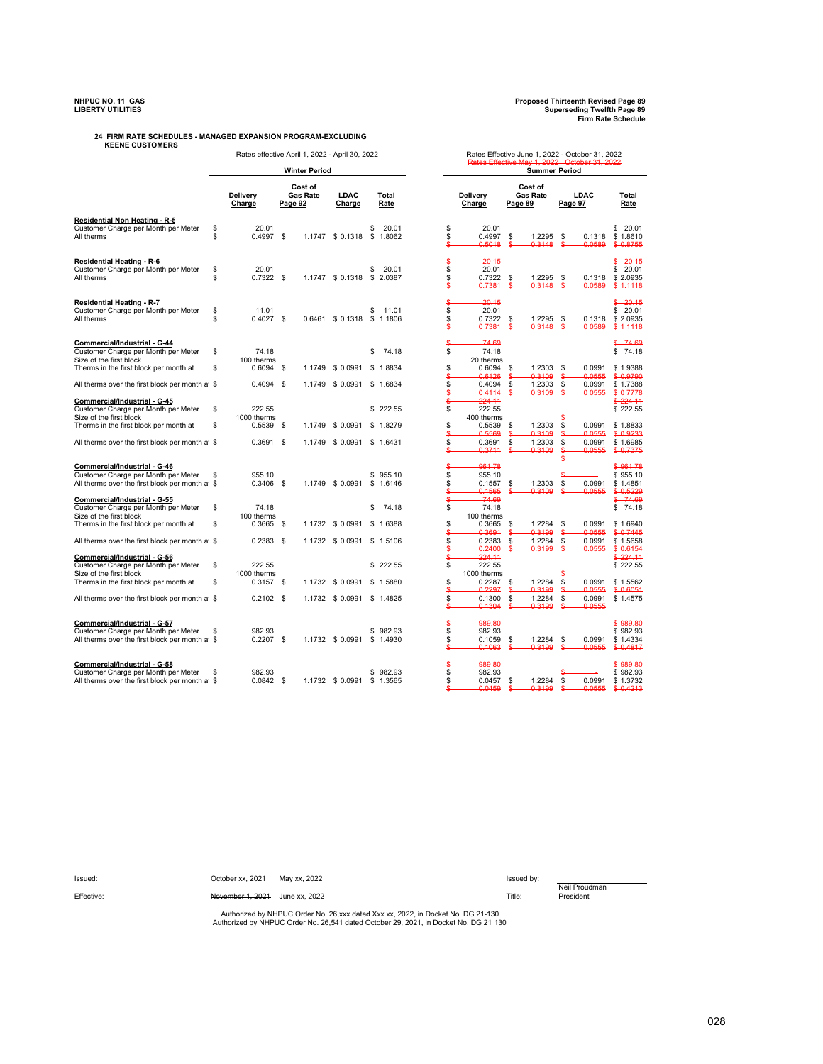NHPUC NO. 11 GAS
LIBERTY UTILITIES

Proposed Thirteenth Revised Page 89
Superseding Twelfth Page 89
Firm Rate Schedule

**24 FIRM RATE SCHEDULES - MANAGED EXPANSION PROGRAM-EXCLUDING KEENE CUSTOMERS**

Winter Period: Rates effective April 1, 2022 - April 30, 2022

Summer Period: Rates Effective June 1, 2022 - October 31, 2022 (~~Rates Effective May 1, 2022 - October 31, 2022~~)

| | Winter: Delivery Charge | Winter: Cost of Gas Rate Page 92 | Winter: LDAC Charge | Winter: Total Rate | Summer: Delivery Charge | Summer: Cost of Gas Rate Page 89 | Summer: LDAC Page 97 | Summer: Total Rate |
|---|---|---|---|---|---|---|---|---|
| **Residential Non Heating - R-5** | | | | | | | | |
| Customer Charge per Month per Meter | $ 20.01 | | | $ 20.01 | $ 20.01 | | | $ 20.01 |
| All therms | $ 0.4997 | $ 1.1747 | $ 0.1318 | $ 1.8062 | $ 0.4997 ~~$ 0.5018~~ | $ 1.2295 ~~$ 0.3148~~ | $ 0.1318 ~~$ 0.0589~~ | $ 1.8610 ~~$ 0.8755~~ |
| **Residential Heating - R-6** | | | | | | | | |
| Customer Charge per Month per Meter | $ 20.01 | | | $ 20.01 | ~~$ 20.15~~ $ 20.01 | | | ~~$ 20.15~~ $ 20.01 |
| All therms | $ 0.7322 | $ 1.1747 | $ 0.1318 | $ 2.0387 | $ 0.7322 ~~$ 0.7381~~ | $ 1.2295 ~~$ 0.3148~~ | $ 0.1318 ~~$ 0.0589~~ | $ 2.0935 ~~$ 1.1118~~ |
| **Residential Heating - R-7** | | | | | | | | |
| Customer Charge per Month per Meter | $ 11.01 | | | $ 11.01 | ~~$ 20.15~~ $ 20.01 | | | ~~$ 20.15~~ $ 20.01 |
| All therms | $ 0.4027 | $ 0.6461 | $ 0.1318 | $ 1.1806 | $ 0.7322 ~~$ 0.7381~~ | $ 1.2295 ~~$ 0.3148~~ | $ 0.1318 ~~$ 0.0589~~ | $ 2.0935 ~~$ 1.1118~~ |
| **Commercial/Industrial - G-44** | | | | | | | | |
| Customer Charge per Month per Meter | $ 74.18 | | | $ 74.18 | ~~$ 74.69~~ $ 74.18 | | | ~~$ 74.69~~ $ 74.18 |
| Size of the first block | 100 therms | | | | 20 therms | | | |
| Therms in the first block per month at | $ 0.6094 | $ 1.1749 | $ 0.0991 | $ 1.8834 | $ 0.6094 ~~$ 0.6126~~ | $ 1.2303 ~~$ 0.3109~~ | $ 0.0991 ~~$ 0.0555~~ | $ 1.9388 ~~$ 0.9790~~ |
| All therms over the first block per month at | $ 0.4094 | $ 1.1749 | $ 0.0991 | $ 1.6834 | $ 0.4094 ~~$ 0.4114~~ | $ 1.2303 ~~$ 0.3109~~ | $ 0.0991 ~~$ 0.0555~~ | $ 1.7388 ~~$ 0.7778~~ |
| **Commercial/Industrial - G-45** | | | | | | | | |
| Customer Charge per Month per Meter | $ 222.55 | | | $ 222.55 | ~~$ 224.11~~ $ 222.55 | | | ~~$ 224.11~~ $ 222.55 |
| Size of the first block | 1000 therms | | | | 400 therms | | | |
| Therms in the first block per month at | $ 0.5539 | $ 1.1749 | $ 0.0991 | $ 1.8279 | $ 0.5539 ~~$ 0.5569~~ | $ 1.2303 ~~$ 0.3109~~ | $ 0.0991 ~~$ 0.0555~~ | $ 1.8833 ~~$ 0.9233~~ |
| All therms over the first block per month at | $ 0.3691 | $ 1.1749 | $ 0.0991 | $ 1.6431 | $ 0.3691 ~~$ 0.3711~~ | $ 1.2303 ~~$ 0.3109~~ | $ 0.0991 ~~$ 0.0555~~ | $ 1.6985 ~~$ 0.7375~~ |
| **Commercial/Industrial - G-46** | | | | | | | | |
| Customer Charge per Month per Meter | $ 955.10 | | | $ 955.10 | ~~$ 961.78~~ $ 955.10 | | | ~~$ 961.78~~ $ 955.10 |
| All therms over the first block per month at | $ 0.3406 | $ 1.1749 | $ 0.0991 | $ 1.6146 | $ 0.1557 ~~$ 0.1565~~ | $ 1.2303 ~~$ 0.3109~~ | $ 0.0991 ~~$ 0.0555~~ | $ 1.4851 ~~$ 0.5229~~ |
| **Commercial/Industrial - G-55** | | | | | | | | |
| Customer Charge per Month per Meter | $ 74.18 | | | $ 74.18 | ~~$ 74.69~~ $ 74.18 | | | ~~$ 74.69~~ $ 74.18 |
| Size of the first block | 100 therms | | | | 100 therms | | | |
| Therms in the first block per month at | $ 0.3665 | $ 1.1732 | $ 0.0991 | $ 1.6388 | $ 0.3665 ~~$ 0.3691~~ | $ 1.2284 ~~$ 0.3199~~ | $ 0.0991 ~~$ 0.0555~~ | $ 1.6940 ~~$ 0.7445~~ |
| All therms over the first block per month at | $ 0.2383 | $ 1.1732 | $ 0.0991 | $ 1.5106 | $ 0.2383 ~~$ 0.2400~~ | $ 1.2284 ~~$ 0.3199~~ | $ 0.0991 ~~$ 0.0555~~ | $ 1.5658 ~~$ 0.6154~~ |
| **Commercial/Industrial - G-56** | | | | | | | | |
| Customer Charge per Month per Meter | $ 222.55 | | | $ 222.55 | ~~$ 224.11~~ $ 222.55 | | | ~~$ 224.11~~ $ 222.55 |
| Size of the first block | 1000 therms | | | | 1000 therms | | | |
| Therms in the first block per month at | $ 0.3157 | $ 1.1732 | $ 0.0991 | $ 1.5880 | $ 0.2287 ~~$ 0.2297~~ | $ 1.2284 ~~$ 0.3199~~ | $ 0.0991 ~~$ 0.0555~~ | $ 1.5562 ~~$ 0.6051~~ |
| All therms over the first block per month at | $ 0.2102 | $ 1.1732 | $ 0.0991 | $ 1.4825 | $ 0.1300 ~~$ 0.1304~~ | $ 1.2284 ~~$ 0.3199~~ | $ 0.0991 ~~$ 0.0555~~ | $ 1.4575 |
| **Commercial/Industrial - G-57** | | | | | | | | |
| Customer Charge per Month per Meter | $ 982.93 | | | $ 982.93 | ~~$ 989.80~~ $ 982.93 | | | ~~$ 989.80~~ $ 982.93 |
| All therms over the first block per month at | $ 0.2207 | $ 1.1732 | $ 0.0991 | $ 1.4930 | $ 0.1059 ~~$ 0.1063~~ | $ 1.2284 ~~$ 0.3199~~ | $ 0.0991 ~~$ 0.0555~~ | $ 1.4334 ~~$ 0.4817~~ |
| **Commercial/Industrial - G-58** | | | | | | | | |
| Customer Charge per Month per Meter | $ 982.93 | | | $ 982.93 | ~~$ 989.80~~ $ 982.93 | | | ~~$ 989.80~~ $ 982.93 |
| All therms over the first block per month at | $ 0.0842 | $ 1.1732 | $ 0.0991 | $ 1.3565 | $ 0.0457 ~~$ 0.0459~~ | $ 1.2284 ~~$ 0.3199~~ | $ 0.0991 ~~$ 0.0555~~ | $ 1.3732 ~~$ 0.4213~~ |

Issued: ~~October xx, 2021~~ May xx, 2022

Effective: ~~November 1, 2021~~ June xx, 2022

Issued by: Neil Proudman

Title: President

Authorized by NHPUC Order No. 26,xxx dated Xxx xx, 2022, in Docket No. DG 21-130
~~Authorized by NHPUC Order No. 26,541 dated October 29, 2021, in Docket No. DG 21-130~~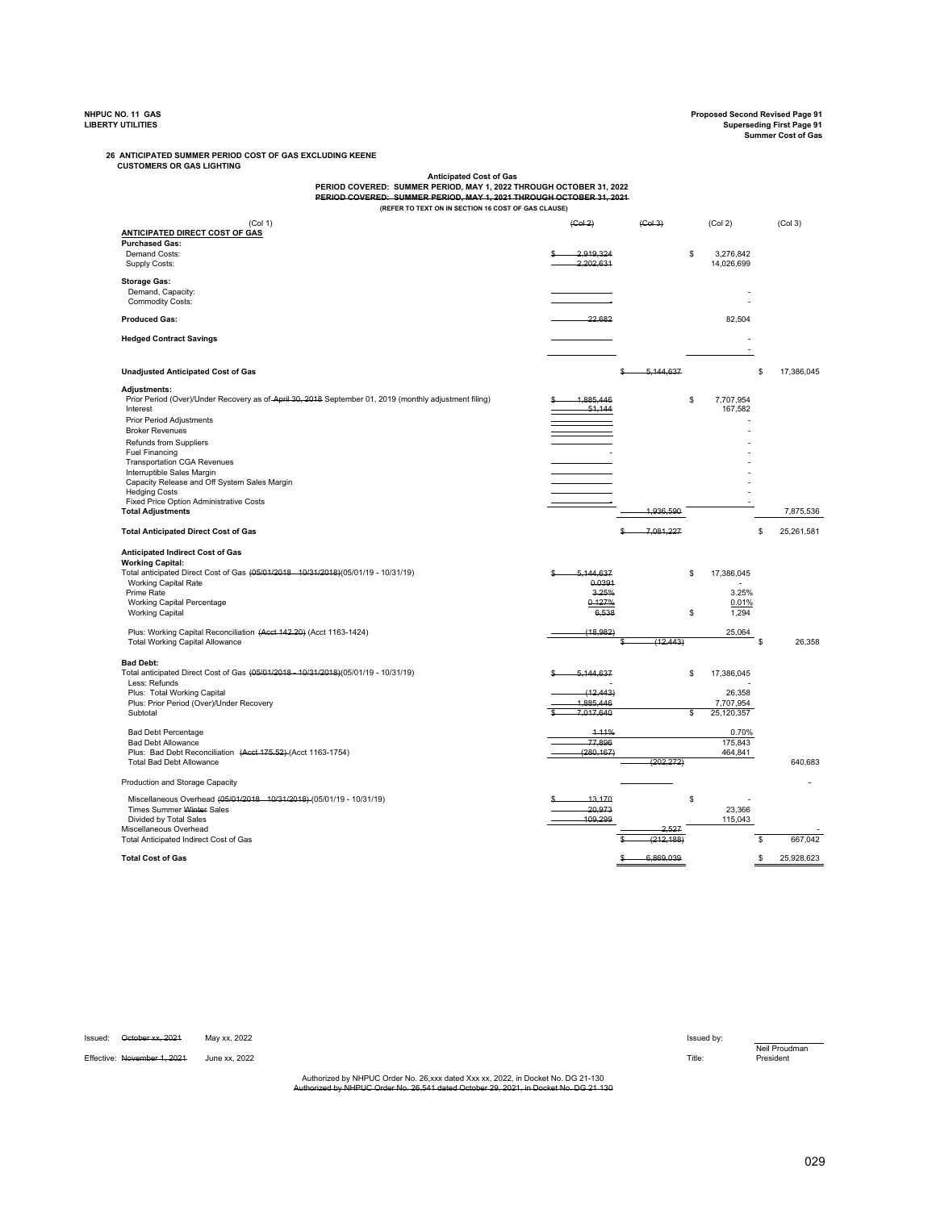NHPUC NO. 11 GAS
LIBERTY UTILITIES

Proposed Second Revised Page 91
Superseding First Page 91
Summer Cost of Gas

**26 ANTICIPATED SUMMER PERIOD COST OF GAS EXCLUDING KEENE CUSTOMERS OR GAS LIGHTING**

**Anticipated Cost of Gas**
**PERIOD COVERED: SUMMER PERIOD, MAY 1, 2022 THROUGH OCTOBER 31, 2022**
~~PERIOD COVERED: SUMMER PERIOD, MAY 1, 2021 THROUGH OCTOBER 31, 2021~~
**(REFER TO TEXT ON IN SECTION 16 COST OF GAS CLAUSE)**

| (Col 1) | ~~(Col 2)~~ | ~~(Col 3)~~ | (Col 2) | (Col 3) |
|---|---|---|---|---|
| **ANTICIPATED DIRECT COST OF GAS** | | | | |
| **Purchased Gas:** | | | | |
| Demand Costs: | ~~$ 2,919,324~~ | | $ 3,276,842 | |
| Supply Costs: | ~~2,202,631~~ | | 14,026,699 | |
| **Storage Gas:** | | | | |
| Demand, Capacity: | | | - | |
| Commodity Costs: | ~~-~~ | | - | |
| **Produced Gas:** | ~~22,682~~ | | 82,504 | |
| **Hedged Contract Savings** | | | - | |
| | | | - | |
| **Unadjusted Anticipated Cost of Gas** | | ~~$ 5,144,637~~ | | $ 17,386,045 |
| **Adjustments:** | | | | |
| Prior Period (Over)/Under Recovery as of ~~April 30, 2018~~ September 01, 2019 (monthly adjustment filing) | ~~$ 1,885,446~~ | | $ 7,707,954 | |
| Interest | ~~51,144~~ | | 167,582 | |
| Prior Period Adjustments | | | - | |
| Broker Revenues | | | - | |
| Refunds from Suppliers | | | - | |
| Fuel Financing | - | | - | |
| Transportation CGA Revenues | | | - | |
| Interruptible Sales Margin | | | - | |
| Capacity Release and Off System Sales Margin | | | - | |
| Hedging Costs | | | - | |
| Fixed Price Option Administrative Costs | ~~-~~ | | - | |
| **Total Adjustments** | | ~~1,936,590~~ | | 7,875,536 |
| **Total Anticipated Direct Cost of Gas** | | ~~$ 7,081,227~~ | | $ 25,261,581 |
| **Anticipated Indirect Cost of Gas** | | | | |
| **Working Capital:** | | | | |
| Total anticipated Direct Cost of Gas ~~(05/01/2018 - 10/31/2018)~~(05/01/19 - 10/31/19) | ~~$ 5,144,637~~ | | $ 17,386,045 | |
| Working Capital Rate | ~~0.0391~~ | | - | |
| Prime Rate | ~~3.25%~~ | | 3.25% | |
| Working Capital Percentage | ~~0.127%~~ | | 0.01% | |
| Working Capital | ~~6,538~~ | | $ 1,294 | |
| Plus: Working Capital Reconciliation ~~(Acct 142.20)~~ (Acct 1163-1424) | ~~(18,982)~~ | | 25,064 | |
| Total Working Capital Allowance | | ~~$ (12,443)~~ | | $ 26,358 |
| **Bad Debt:** | | | | |
| Total anticipated Direct Cost of Gas ~~(05/01/2018 - 10/31/2018)~~(05/01/19 - 10/31/19) | ~~$ 5,144,637~~ | | $ 17,386,045 | |
| Less: Refunds | - | | - | |
| Plus: Total Working Capital | ~~(12,443)~~ | | 26,358 | |
| Plus: Prior Period (Over)/Under Recovery | ~~1,885,446~~ | | 7,707,954 | |
| Subtotal | ~~$ 7,017,640~~ | | $ 25,120,357 | |
| Bad Debt Percentage | ~~1.11%~~ | | 0.70% | |
| Bad Debt Allowance | ~~77,896~~ | | 175,843 | |
| Plus: Bad Debt Reconciliation ~~(Acct 175.52)~~ (Acct 1163-1754) | ~~(280,167)~~ | | 464,841 | |
| Total Bad Debt Allowance | | ~~(202,272)~~ | | 640,683 |
| Production and Storage Capacity | | | | - |
| Miscellaneous Overhead ~~(05/01/2018 - 10/31/2018)~~ (05/01/19 - 10/31/19) | ~~$ 13,170~~ | | $ - | |
| Times Summer ~~Winter~~ Sales | ~~20,973~~ | | 23,366 | |
| Divided by Total Sales | ~~109,299~~ | | 115,043 | |
| Miscellaneous Overhead | | ~~2,527~~ | | - |
| Total Anticipated Indirect Cost of Gas | | ~~$ (212,188)~~ | | $ 667,042 |
| **Total Cost of Gas** | | ~~$ 6,869,039~~ | | $ 25,928,623 |

Issued: ~~October xx, 2021~~ May xx, 2022
Effective: ~~November 1, 2021~~ June xx, 2022

Issued by: Neil Proudman
Title: President

Authorized by NHPUC Order No. 26,xxx dated Xxx xx, 2022, in Docket No. DG 21-130
~~Authorized by NHPUC Order No. 26,541 dated October 29, 2021, in Docket No. DG 21-130~~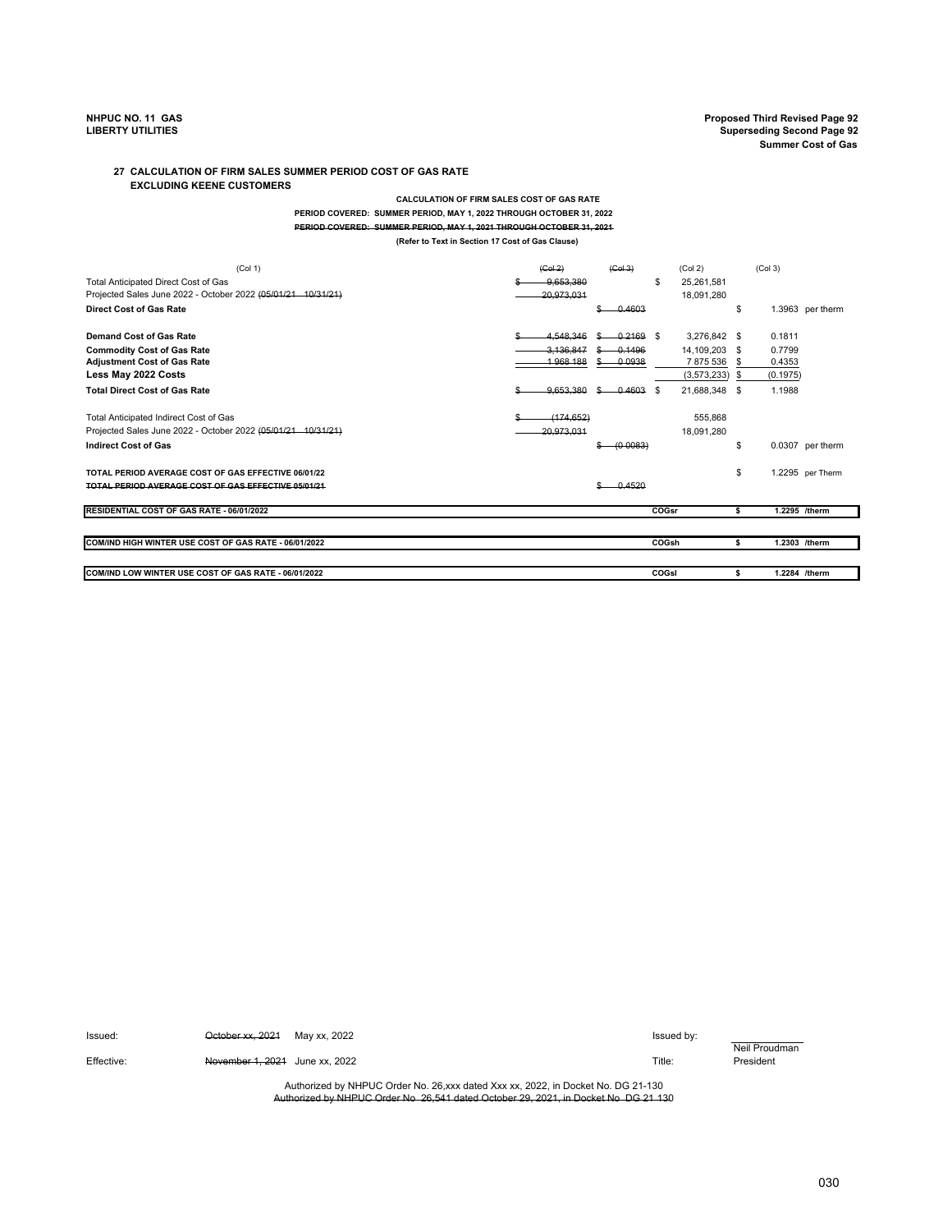**NHPUC NO. 11 GAS**
**LIBERTY UTILITIES**

**Proposed Third Revised Page 92**
**Superseding Second Page 92**
**Summer Cost of Gas**

### 27 CALCULATION OF FIRM SALES SUMMER PERIOD COST OF GAS RATE EXCLUDING KEENE CUSTOMERS

**CALCULATION OF FIRM SALES COST OF GAS RATE**

**PERIOD COVERED: SUMMER PERIOD, MAY 1, 2022 THROUGH OCTOBER 31, 2022**

~~**PERIOD COVERED: SUMMER PERIOD, MAY 1, 2021 THROUGH OCTOBER 31, 2021**~~

**(Refer to Text in Section 17 Cost of Gas Clause)**

| (Col 1) | ~~(Col 2)~~ | ~~(Col 3)~~ | (Col 2) | (Col 3) |
|---|---|---|---|---|
| Total Anticipated Direct Cost of Gas | ~~$ 9,653,380~~ | | $ 25,261,581 | |
| Projected Sales June 2022 - October 2022 ~~(05/01/21 - 10/31/21)~~ | ~~20,973,031~~ | | 18,091,280 | |
| **Direct Cost of Gas Rate** | | ~~$ 0.4603~~ | | $ 1.3963 per therm |
| **Demand Cost of Gas Rate** | ~~$ 4,548,346~~ | ~~$ 0.2169~~ | $ 3,276,842 | $ 0.1811 |
| **Commodity Cost of Gas Rate** | ~~3,136,847~~ | ~~$ 0.1496~~ | 14,109,203 | $ 0.7799 |
| **Adjustment Cost of Gas Rate** | ~~1,968,188~~ | ~~$ 0.0938~~ | 7,875,536 | $ 0.4353 |
| **Less May 2022 Costs** | | | (3,573,233) | $ (0.1975) |
| **Total Direct Cost of Gas Rate** | ~~$ 9,653,380~~ | ~~$ 0.4603~~ | $ 21,688,348 | $ 1.1988 |
| Total Anticipated Indirect Cost of Gas | ~~$ (174,652)~~ | | 555,868 | |
| Projected Sales June 2022 - October 2022 ~~(05/01/21 - 10/31/21)~~ | ~~20,973,031~~ | | 18,091,280 | |
| **Indirect Cost of Gas** | | ~~$ (0.0083)~~ | | $ 0.0307 per therm |
| **TOTAL PERIOD AVERAGE COST OF GAS EFFECTIVE 06/01/22** | | | | $ 1.2295 per Therm |
| ~~**TOTAL PERIOD AVERAGE COST OF GAS EFFECTIVE 05/01/21**~~ | | ~~$ 0.4520~~ | | |

| | | |
|---|---|---|
| **RESIDENTIAL COST OF GAS RATE - 06/01/2022** | **COGsr** | **$ 1.2295 /therm** |
| **COM/IND HIGH WINTER USE COST OF GAS RATE - 06/01/2022** | **COGsh** | **$ 1.2303 /therm** |
| **COM/IND LOW WINTER USE COST OF GAS RATE - 06/01/2022** | **COGsl** | **$ 1.2284 /therm** |

Issued: ~~October xx, 2021~~ May xx, 2022

Effective: ~~November 1, 2021~~ June xx, 2022

Issued by: Neil Proudman

Title: President

Authorized by NHPUC Order No. 26,xxx dated Xxx xx, 2022, in Docket No. DG 21-130

~~Authorized by NHPUC Order No. 26,541 dated October 29, 2021, in Docket No. DG 21-130~~